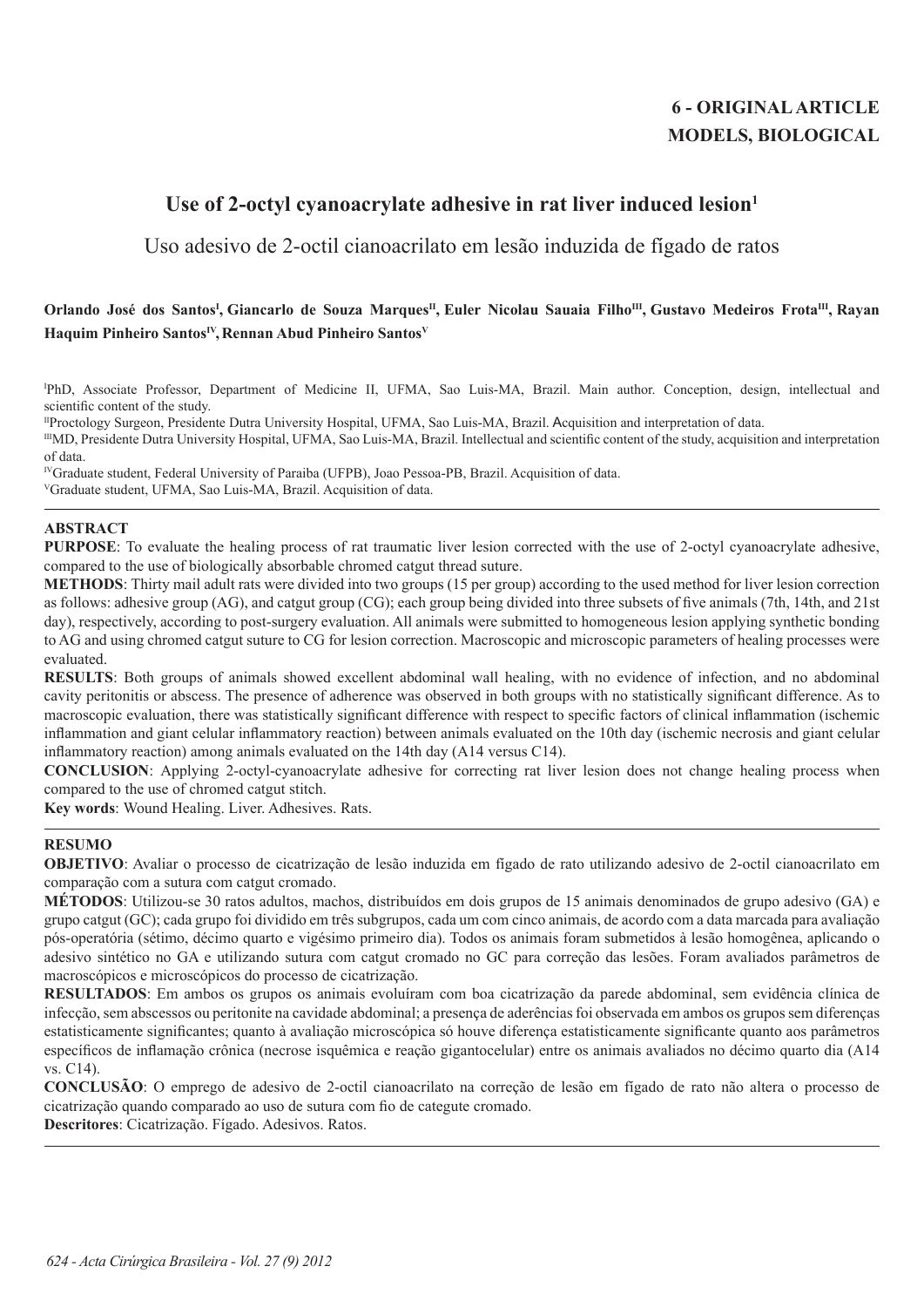**6 - ORIGINAL ARTICLE**
**MODELS, BIOLOGICAL**

# Use of 2-octyl cyanoacrylate adhesive in rat liver induced lesion[1]

## Uso adesivo de 2-octil cianoacrilato em lesão induzida de fígado de ratos

**Orlando José dos Santos[I], Giancarlo de Souza Marques[II], Euler Nicolau Sauaia Filho[III], Gustavo Medeiros Frota[III], Rayan Haquim Pinheiro Santos[IV], Rennan Abud Pinheiro Santos[V]**

[I]PhD, Associate Professor, Department of Medicine II, UFMA, Sao Luis-MA, Brazil. Main author. Conception, design, intellectual and scientific content of the study.
[II]Proctology Surgeon, Presidente Dutra University Hospital, UFMA, Sao Luis-MA, Brazil. Acquisition and interpretation of data.
[III]MD, Presidente Dutra University Hospital, UFMA, Sao Luis-MA, Brazil. Intellectual and scientific content of the study, acquisition and interpretation of data.
[IV]Graduate student, Federal University of Paraiba (UFPB), Joao Pessoa-PB, Brazil. Acquisition of data.
[V]Graduate student, UFMA, Sao Luis-MA, Brazil. Acquisition of data.

---

### ABSTRACT

**PURPOSE**: To evaluate the healing process of rat traumatic liver lesion corrected with the use of 2-octyl cyanoacrylate adhesive, compared to the use of biologically absorbable chromed catgut thread suture.

**METHODS**: Thirty mail adult rats were divided into two groups (15 per group) according to the used method for liver lesion correction as follows: adhesive group (AG), and catgut group (CG); each group being divided into three subsets of five animals (7th, 14th, and 21st day), respectively, according to post-surgery evaluation. All animals were submitted to homogeneous lesion applying synthetic bonding to AG and using chromed catgut suture to CG for lesion correction. Macroscopic and microscopic parameters of healing processes were evaluated.

**RESULTS**: Both groups of animals showed excellent abdominal wall healing, with no evidence of infection, and no abdominal cavity peritonitis or abscess. The presence of adherence was observed in both groups with no statistically significant difference. As to macroscopic evaluation, there was statistically significant difference with respect to specific factors of clinical inflammation (ischemic inflammation and giant celular inflammatory reaction) between animals evaluated on the 10th day (ischemic necrosis and giant celular inflammatory reaction) among animals evaluated on the 14th day (A14 versus C14).

**CONCLUSION**: Applying 2-octyl-cyanoacrylate adhesive for correcting rat liver lesion does not change healing process when compared to the use of chromed catgut stitch.

**Key words**: Wound Healing. Liver. Adhesives. Rats.

---

### RESUMO

**OBJETIVO**: Avaliar o processo de cicatrização de lesão induzida em fígado de rato utilizando adesivo de 2-octil cianoacrilato em comparação com a sutura com catgut cromado.

**MÉTODOS**: Utilizou-se 30 ratos adultos, machos, distribuídos em dois grupos de 15 animais denominados de grupo adesivo (GA) e grupo catgut (GC); cada grupo foi dividido em três subgrupos, cada um com cinco animais, de acordo com a data marcada para avaliação pós-operatória (sétimo, décimo quarto e vigésimo primeiro dia). Todos os animais foram submetidos à lesão homogênea, aplicando o adesivo sintético no GA e utilizando sutura com catgut cromado no GC para correção das lesões. Foram avaliados parâmetros de macroscópicos e microscópicos do processo de cicatrização.

**RESULTADOS**: Em ambos os grupos os animais evoluíram com boa cicatrização da parede abdominal, sem evidência clínica de infecção, sem abscessos ou peritonite na cavidade abdominal; a presença de aderências foi observada em ambos os grupos sem diferenças estatisticamente significantes; quanto à avaliação microscópica só houve diferença estatisticamente significante quanto aos parâmetros específicos de inflamação crônica (necrose isquêmica e reação gigantocelular) entre os animais avaliados no décimo quarto dia (A14 vs. C14).

**CONCLUSÃO**: O emprego de adesivo de 2-octil cianoacrilato na correção de lesão em fígado de rato não altera o processo de cicatrização quando comparado ao uso de sutura com fio de categute cromado.

**Descritores**: Cicatrização. Fígado. Adesivos. Ratos.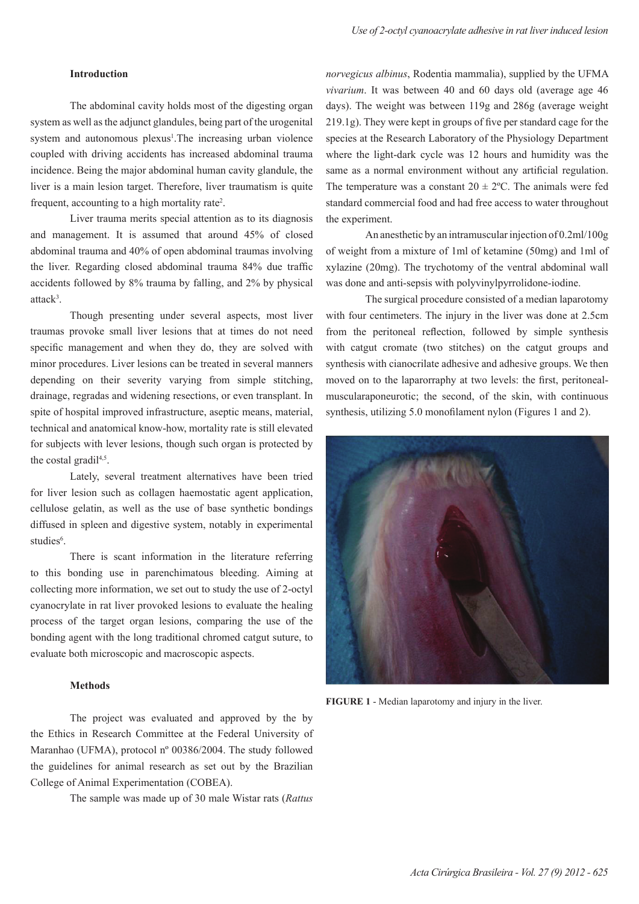### Introduction

The abdominal cavity holds most of the digesting organ system as well as the adjunct glandules, being part of the urogenital system and autonomous plexus[1].The increasing urban violence coupled with driving accidents has increased abdominal trauma incidence. Being the major abdominal human cavity glandule, the liver is a main lesion target. Therefore, liver traumatism is quite frequent, accounting to a high mortality rate[2].

Liver trauma merits special attention as to its diagnosis and management. It is assumed that around 45% of closed abdominal trauma and 40% of open abdominal traumas involving the liver. Regarding closed abdominal trauma 84% due traffic accidents followed by 8% trauma by falling, and 2% by physical attack[3].

Though presenting under several aspects, most liver traumas provoke small liver lesions that at times do not need specific management and when they do, they are solved with minor procedures. Liver lesions can be treated in several manners depending on their severity varying from simple stitching, drainage, regradas and widening resections, or even transplant. In spite of hospital improved infrastructure, aseptic means, material, technical and anatomical know-how, mortality rate is still elevated for subjects with lever lesions, though such organ is protected by the costal gradil[4,5].

Lately, several treatment alternatives have been tried for liver lesion such as collagen haemostatic agent application, cellulose gelatin, as well as the use of base synthetic bondings diffused in spleen and digestive system, notably in experimental studies[6].

There is scant information in the literature referring to this bonding use in parenchimatous bleeding. Aiming at collecting more information, we set out to study the use of 2-octyl cyanocrylate in rat liver provoked lesions to evaluate the healing process of the target organ lesions, comparing the use of the bonding agent with the long traditional chromed catgut suture, to evaluate both microscopic and macroscopic aspects.

### Methods

The project was evaluated and approved by the by the Ethics in Research Committee at the Federal University of Maranhao (UFMA), protocol nº 00386/2004. The study followed the guidelines for animal research as set out by the Brazilian College of Animal Experimentation (COBEA).

The sample was made up of 30 male Wistar rats (*Rattus norvegicus albinus*, Rodentia mammalia), supplied by the UFMA *vivarium*. It was between 40 and 60 days old (average age 46 days). The weight was between 119g and 286g (average weight 219.1g). They were kept in groups of five per standard cage for the species at the Research Laboratory of the Physiology Department where the light-dark cycle was 12 hours and humidity was the same as a normal environment without any artificial regulation. The temperature was a constant 20 ± 2ºC. The animals were fed standard commercial food and had free access to water throughout the experiment.

An anesthetic by an intramuscular injection of 0.2ml/100g of weight from a mixture of 1ml of ketamine (50mg) and 1ml of xylazine (20mg). The trychotomy of the ventral abdominal wall was done and anti-sepsis with polyvinylpyrrolidone-iodine.

The surgical procedure consisted of a median laparotomy with four centimeters. The injury in the liver was done at 2.5cm from the peritoneal reflection, followed by simple synthesis with catgut cromate (two stitches) on the catgut groups and synthesis with cianocrilate adhesive and adhesive groups. We then moved on to the laparorraphy at two levels: the first, peritoneal-muscularaponeurotic; the second, of the skin, with continuous synthesis, utilizing 5.0 monofilament nylon (Figures 1 and 2).

**FIGURE 1** - Median laparotomy and injury in the liver.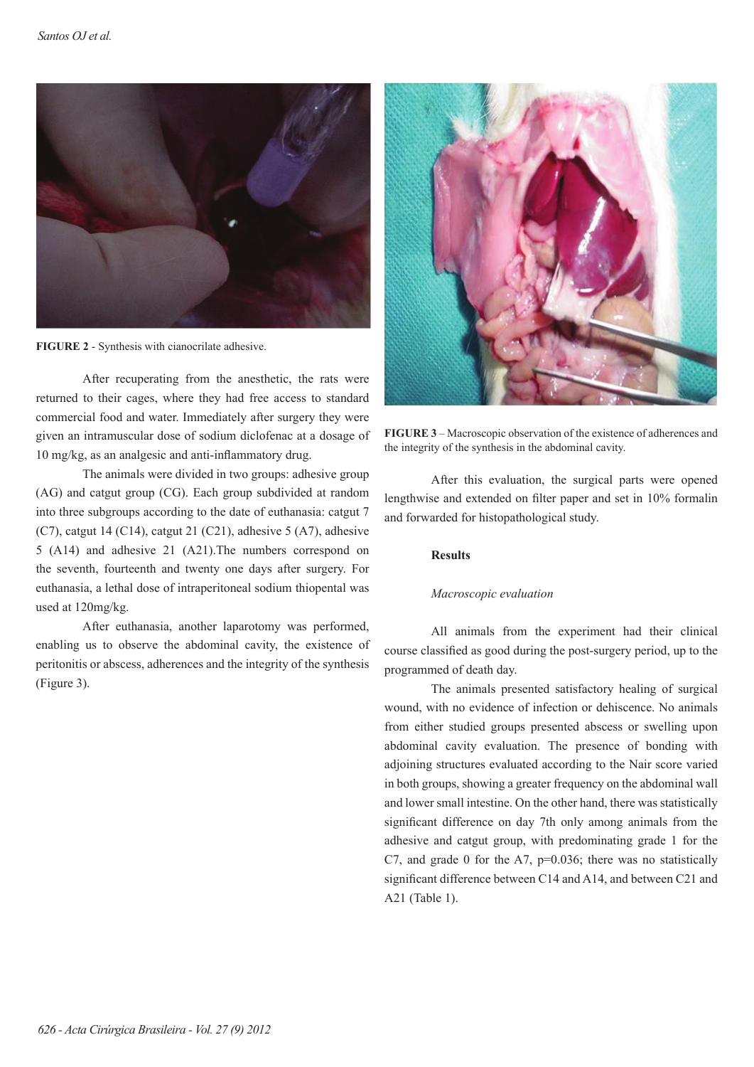FIGURE 2 - Synthesis with cianocrilate adhesive.

After recuperating from the anesthetic, the rats were returned to their cages, where they had free access to standard commercial food and water. Immediately after surgery they were given an intramuscular dose of sodium diclofenac at a dosage of 10 mg/kg, as an analgesic and anti-inflammatory drug.

The animals were divided in two groups: adhesive group (AG) and catgut group (CG). Each group subdivided at random into three subgroups according to the date of euthanasia: catgut 7 (C7), catgut 14 (C14), catgut 21 (C21), adhesive 5 (A7), adhesive 5 (A14) and adhesive 21 (A21).The numbers correspond on the seventh, fourteenth and twenty one days after surgery. For euthanasia, a lethal dose of intraperitoneal sodium thiopental was used at 120mg/kg.

After euthanasia, another laparotomy was performed, enabling us to observe the abdominal cavity, the existence of peritonitis or abscess, adherences and the integrity of the synthesis (Figure 3).

**FIGURE 3** – Macroscopic observation of the existence of adherences and the integrity of the synthesis in the abdominal cavity.

After this evaluation, the surgical parts were opened lengthwise and extended on filter paper and set in 10% formalin and forwarded for histopathological study.

## Results

*Macroscopic evaluation*

All animals from the experiment had their clinical course classified as good during the post-surgery period, up to the programmed of death day.

The animals presented satisfactory healing of surgical wound, with no evidence of infection or dehiscence. No animals from either studied groups presented abscess or swelling upon abdominal cavity evaluation. The presence of bonding with adjoining structures evaluated according to the Nair score varied in both groups, showing a greater frequency on the abdominal wall and lower small intestine. On the other hand, there was statistically significant difference on day 7th only among animals from the adhesive and catgut group, with predominating grade 1 for the C7, and grade 0 for the A7, p=0.036; there was no statistically significant difference between C14 and A14, and between C21 and A21 (Table 1).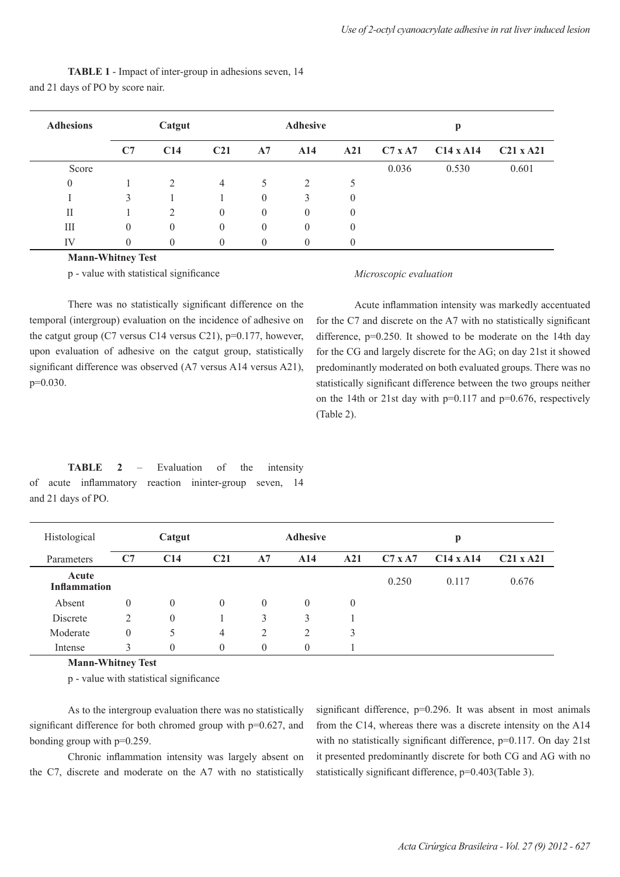**TABLE 1** - Impact of inter-group in adhesions seven, 14 and 21 days of PO by score nair.

| Adhesions | Catgut | | | Adhesive | | | p | | |
|---|---|---|---|---|---|---|---|---|---|
| | C7 | C14 | C21 | A7 | A14 | A21 | C7 x A7 | C14 x A14 | C21 x A21 |
| Score | | | | | | | 0.036 | 0.530 | 0.601 |
| 0 | 1 | 2 | 4 | 5 | 2 | 5 | | | |
| I | 3 | 1 | 1 | 0 | 3 | 0 | | | |
| II | 1 | 2 | 0 | 0 | 0 | 0 | | | |
| III | 0 | 0 | 0 | 0 | 0 | 0 | | | |
| IV | 0 | 0 | 0 | 0 | 0 | 0 | | | |

**Mann-Whitney Test**

p - value with statistical significance

There was no statistically significant difference on the temporal (intergroup) evaluation on the incidence of adhesive on the catgut group (C7 versus C14 versus C21), p=0.177, however, upon evaluation of adhesive on the catgut group, statistically significant difference was observed (A7 versus A14 versus A21), p=0.030.

*Microscopic evaluation*

Acute inflammation intensity was markedly accentuated for the C7 and discrete on the A7 with no statistically significant difference, p=0.250. It showed to be moderate on the 14th day for the CG and largely discrete for the AG; on day 21st it showed predominantly moderated on both evaluated groups. There was no statistically significant difference between the two groups neither on the 14th or 21st day with p=0.117 and p=0.676, respectively (Table 2).

**TABLE 2** – Evaluation of the intensity of acute inflammatory reaction ininter-group seven, 14 and 21 days of PO.

| Histological Parameters | Catgut | | | Adhesive | | | p | | |
|---|---|---|---|---|---|---|---|---|---|
| | C7 | C14 | C21 | A7 | A14 | A21 | C7 x A7 | C14 x A14 | C21 x A21 |
| **Acute Inflammation** | | | | | | | 0.250 | 0.117 | 0.676 |
| Absent | 0 | 0 | 0 | 0 | 0 | 0 | | | |
| Discrete | 2 | 0 | 1 | 3 | 3 | 1 | | | |
| Moderate | 0 | 5 | 4 | 2 | 2 | 3 | | | |
| Intense | 3 | 0 | 0 | 0 | 0 | 1 | | | |

**Mann-Whitney Test**

p - value with statistical significance

As to the intergroup evaluation there was no statistically significant difference for both chromed group with p=0.627, and bonding group with p=0.259.

Chronic inflammation intensity was largely absent on the C7, discrete and moderate on the A7 with no statistically significant difference, p=0.296. It was absent in most animals from the C14, whereas there was a discrete intensity on the A14 with no statistically significant difference, p=0.117. On day 21st it presented predominantly discrete for both CG and AG with no statistically significant difference, p=0.403(Table 3).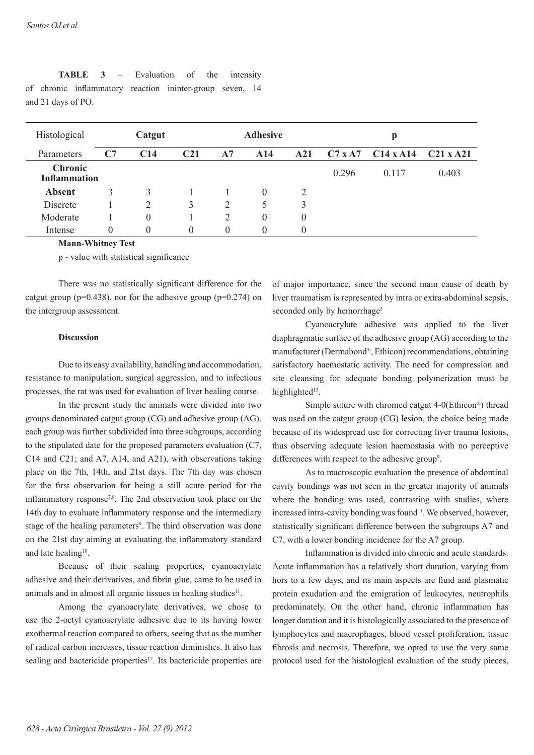**TABLE 3** – Evaluation of the intensity of chronic inflammatory reaction ininter-group seven, 14 and 21 days of PO.

| Histological | Catgut | | | Adhesive | | | p | | |
|---|---|---|---|---|---|---|---|---|---|
| Parameters | C7 | C14 | C21 | A7 | A14 | A21 | C7 x A7 | C14 x A14 | C21 x A21 |
| **Chronic Inflammation** | | | | | | | 0.296 | 0.117 | 0.403 |
| **Absent** | 3 | 3 | 1 | 1 | 0 | 2 | | | |
| Discrete | 1 | 2 | 3 | 2 | 5 | 3 | | | |
| Moderate | 1 | 0 | 1 | 2 | 0 | 0 | | | |
| Intense | 0 | 0 | 0 | 0 | 0 | 0 | | | |

**Mann-Whitney Test**

p - value with statistical significance

There was no statistically significant difference for the catgut group (p=0.438), nor for the adhesive group (p=0.274) on the intergroup assessment.

### Discussion

Due to its easy availability, handling and accommodation, resistance to manipulation, surgical aggression, and to infectious processes, the rat was used for evaluation of liver healing course.

In the present study the animals were divided into two groups denominated catgut group (CG) and adhesive group (AG), each group was further subdivided into three subgroups, according to the stipulated date for the proposed parameters evaluation (C7, C14 and C21; and A7, A14, and A21), with observations taking place on the 7th, 14th, and 21st days. The 7th day was chosen for the first observation for being a still acute period for the inflammatory response[7,8]. The 2nd observation took place on the 14th day to evaluate inflammatory response and the intermediary stage of the healing parameters[9]. The third observation was done on the 21st day aiming at evaluating the inflammatory standard and late healing[10].

Because of their sealing properties, cyanoacrylate adhesive and their derivatives, and fibrin glue, came to be used in animals and in almost all organic tissues in healing studies[11].

Among the cyanoacrylate derivatives, we chose to use the 2-octyl cyanoacrylate adhesive due to its having lower exothermal reaction compared to others, seeing that as the number of radical carbon increases, tissue reaction diminishes. It also has sealing and bactericide properties[12]. Its bactericide properties are of major importance, since the second main cause of death by liver traumatism is represented by intra or extra-abdominal sepsis, seconded only by hemorrhage[5]

Cyanoacrylate adhesive was applied to the liver diaphragmatic surface of the adhesive group (AG) according to the manufacturer (Dermabond®, Ethicon) recommendations, obtaining satisfactory haemostatic activity. The need for compression and site cleansing for adequate bonding polymerization must be highlighted[13].

Simple suture with chromed catgut 4-0(Ethicon®) thread was used on the catgut group (CG) lesion, the choice being made because of its widespread use for correcting liver trauma lesions, thus observing adequate lesion haemostasia with no perceptive differences with respect to the adhesive group[9].

As to macroscopic evaluation the presence of abdominal cavity bondings was not seen in the greater majority of animals where the bonding was used, contrasting with studies, where increased intra-cavity bonding was found[11]. We observed, however, statistically significant difference between the subgroups A7 and C7, with a lower bonding incidence for the A7 group.

Inflammation is divided into chronic and acute standards. Acute inflammation has a relatively short duration, varying from hors to a few days, and its main aspects are fluid and plasmatic protein exudation and the emigration of leukocytes, neutrophils predominately. On the other hand, chronic inflammation has longer duration and it is histologically associated to the presence of lymphocytes and macrophages, blood vessel proliferation, tissue fibrosis and necrosis. Therefore, we opted to use the very same protocol used for the histological evaluation of the study pieces,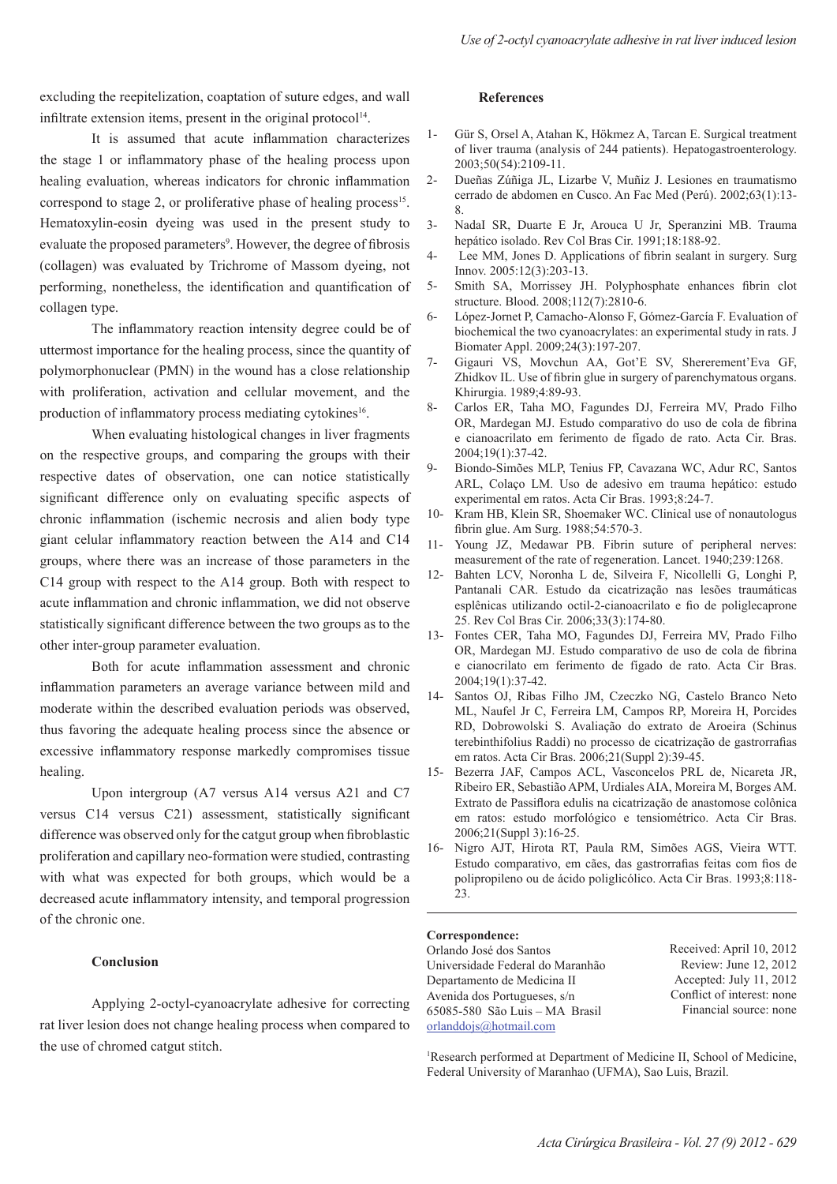excluding the reepitelization, coaptation of suture edges, and wall infiltrate extension items, present in the original protocol[14].

It is assumed that acute inflammation characterizes the stage 1 or inflammatory phase of the healing process upon healing evaluation, whereas indicators for chronic inflammation correspond to stage 2, or proliferative phase of healing process[15]. Hematoxylin-eosin dyeing was used in the present study to evaluate the proposed parameters[9]. However, the degree of fibrosis (collagen) was evaluated by Trichrome of Massom dyeing, not performing, nonetheless, the identification and quantification of collagen type.

The inflammatory reaction intensity degree could be of uttermost importance for the healing process, since the quantity of polymorphonuclear (PMN) in the wound has a close relationship with proliferation, activation and cellular movement, and the production of inflammatory process mediating cytokines[16].

When evaluating histological changes in liver fragments on the respective groups, and comparing the groups with their respective dates of observation, one can notice statistically significant difference only on evaluating specific aspects of chronic inflammation (ischemic necrosis and alien body type giant celular inflammatory reaction between the A14 and C14 groups, where there was an increase of those parameters in the C14 group with respect to the A14 group. Both with respect to acute inflammation and chronic inflammation, we did not observe statistically significant difference between the two groups as to the other inter-group parameter evaluation.

Both for acute inflammation assessment and chronic inflammation parameters an average variance between mild and moderate within the described evaluation periods was observed, thus favoring the adequate healing process since the absence or excessive inflammatory response markedly compromises tissue healing.

Upon intergroup (A7 versus A14 versus A21 and C7 versus C14 versus C21) assessment, statistically significant difference was observed only for the catgut group when fibroblastic proliferation and capillary neo-formation were studied, contrasting with what was expected for both groups, which would be a decreased acute inflammatory intensity, and temporal progression of the chronic one.

## Conclusion

Applying 2-octyl-cyanoacrylate adhesive for correcting rat liver lesion does not change healing process when compared to the use of chromed catgut stitch.

## References

1- Gür S, Orsel A, Atahan K, Hökmez A, Tarcan E. Surgical treatment of liver trauma (analysis of 244 patients). Hepatogastroenterology. 2003;50(54):2109-11.

2- Dueñas Zúñiga JL, Lizarbe V, Muñiz J. Lesiones en traumatismo cerrado de abdomen en Cusco. An Fac Med (Perú). 2002;63(1):13-8.

3- NadaI SR, Duarte E Jr, Arouca U Jr, Speranzini MB. Trauma hepático isolado. Rev Col Bras Cir. 1991;18:188-92.

4- Lee MM, Jones D. Applications of fibrin sealant in surgery. Surg Innov. 2005:12(3):203-13.

5- Smith SA, Morrissey JH. Polyphosphate enhances fibrin clot structure. Blood. 2008;112(7):2810-6.

6- López-Jornet P, Camacho-Alonso F, Gómez-García F. Evaluation of biochemical the two cyanoacrylates: an experimental study in rats. J Biomater Appl. 2009;24(3):197-207.

7- Gigauri VS, Movchun AA, Got'E SV, Shereremert'Eva GF, Zhidkov IL. Use of fibrin glue in surgery of parenchymatous organs. Khirurgia. 1989;4:89-93.

8- Carlos ER, Taha MO, Fagundes DJ, Ferreira MV, Prado Filho OR, Mardegan MJ. Estudo comparativo do uso de cola de fibrina e cianoacrilato em ferimento de fígado de rato. Acta Cir. Bras. 2004;19(1):37-42.

9- Biondo-Simões MLP, Tenius FP, Cavazana WC, Adur RC, Santos ARL, Colaço LM. Uso de adesivo em trauma hepático: estudo experimental em ratos. Acta Cir Bras. 1993;8:24-7.

10- Kram HB, Klein SR, Shoemaker WC. Clinical use of nonautologus fibrin glue. Am Surg. 1988;54:570-3.

11- Young JZ, Medawar PB. Fibrin suture of peripheral nerves: measurement of the rate of regeneration. Lancet. 1940;239:1268.

12- Bahten LCV, Noronha L de, Silveira F, Nicollelli G, Longhi P, Pantanali CAR. Estudo da cicatrização nas lesões traumáticas esplênicas utilizando octil-2-cianoacrilato e fio de poliglecaprone 25. Rev Col Bras Cir. 2006;33(3):174-80.

13- Fontes CER, Taha MO, Fagundes DJ, Ferreira MV, Prado Filho OR, Mardegan MJ. Estudo comparativo de uso de cola de fibrina e cianocrilato em ferimento de fígado de rato. Acta Cir Bras. 2004;19(1):37-42.

14- Santos OJ, Ribas Filho JM, Czeczko NG, Castelo Branco Neto ML, Naufel Jr C, Ferreira LM, Campos RP, Moreira H, Porcides RD, Dobrowolski S. Avaliação do extrato de Aroeira (Schinus terebinthifolius Raddi) no processo de cicatrização de gastrorrafias em ratos. Acta Cir Bras. 2006;21(Suppl 2):39-45.

15- Bezerra JAF, Campos ACL, Vasconcelos PRL de, Nicareta JR, Ribeiro ER, Sebastião APM, Urdiales AIA, Moreira M, Borges AM. Extrato de Passiflora edulis na cicatrização de anastomose colônica em ratos: estudo morfológico e tensiométrico. Acta Cir Bras. 2006;21(Suppl 3):16-25.

16- Nigro AJT, Hirota RT, Paula RM, Simões AGS, Vieira WTT. Estudo comparativo, em cães, das gastrorrafias feitas com fios de polipropileno ou de ácido poliglicólico. Acta Cir Bras. 1993;8:118-23.

**Correspondence:**
Orlando José dos Santos
Universidade Federal do Maranhão
Departamento de Medicina II
Avenida dos Portugueses, s/n
65085-580 São Luis – MA Brasil
orlanddojs@hotmail.com

Received: April 10, 2012
Review: June 12, 2012
Accepted: July 11, 2012
Conflict of interest: none
Financial source: none

[1]Research performed at Department of Medicine II, School of Medicine, Federal University of Maranhao (UFMA), Sao Luis, Brazil.